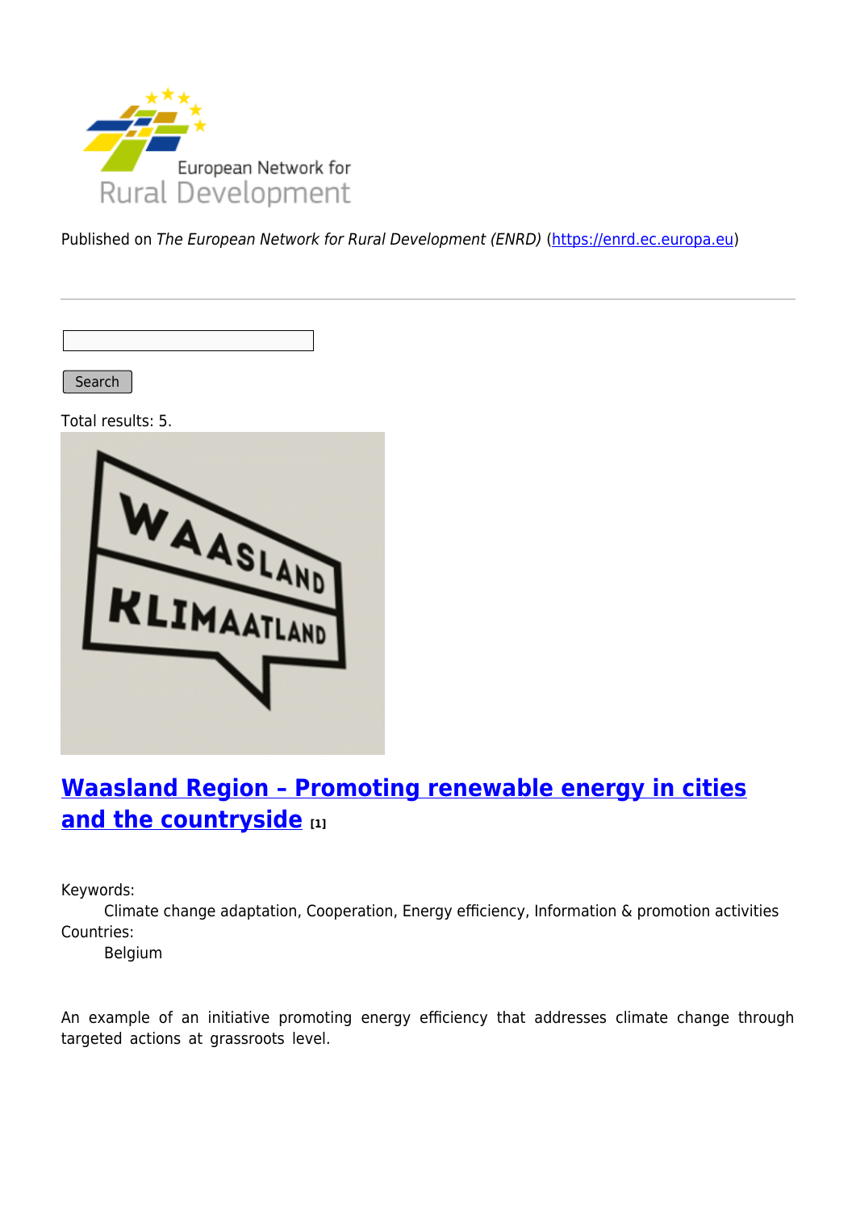Published on *The European Network for Rural Development (ENRD)* (https://enrd.ec.europa.eu)

Search

Total results: 5.

## Waasland Region – Promoting renewable energy in cities and the countryside [1]

Keywords:
    Climate change adaptation, Cooperation, Energy efficiency, Information & promotion activities

Countries:
    Belgium

An example of an initiative promoting energy efficiency that addresses climate change through targeted actions at grassroots level.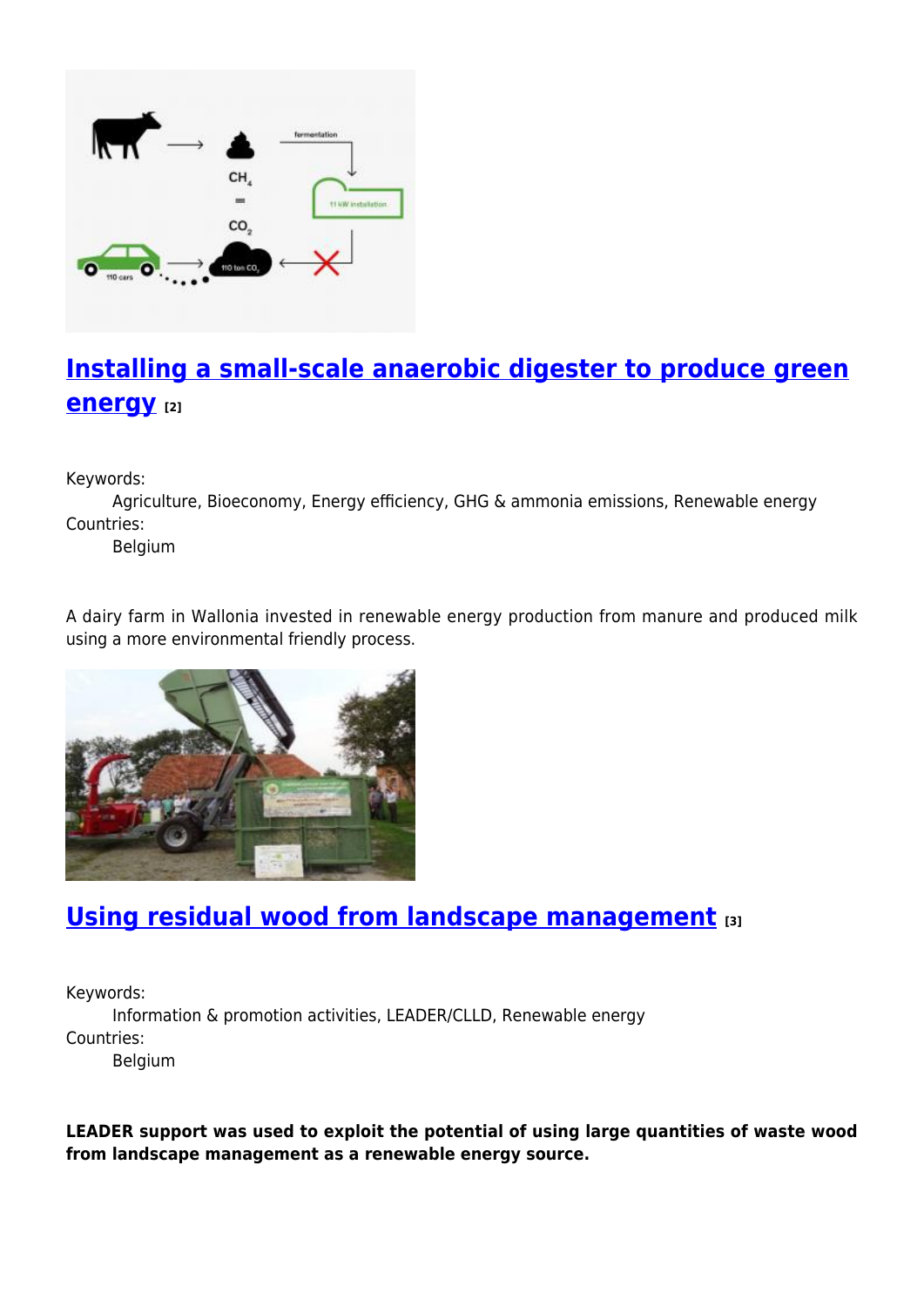## [Installing a small-scale anaerobic digester to produce green energy](#) [2]

Keywords:
    Agriculture, Bioeconomy, Energy efficiency, GHG & ammonia emissions, Renewable energy
Countries:
    Belgium

A dairy farm in Wallonia invested in renewable energy production from manure and produced milk using a more environmental friendly process.

## [Using residual wood from landscape management](#) [3]

Keywords:
    Information & promotion activities, LEADER/CLLD, Renewable energy
Countries:
    Belgium

**LEADER support was used to exploit the potential of using large quantities of waste wood from landscape management as a renewable energy source.**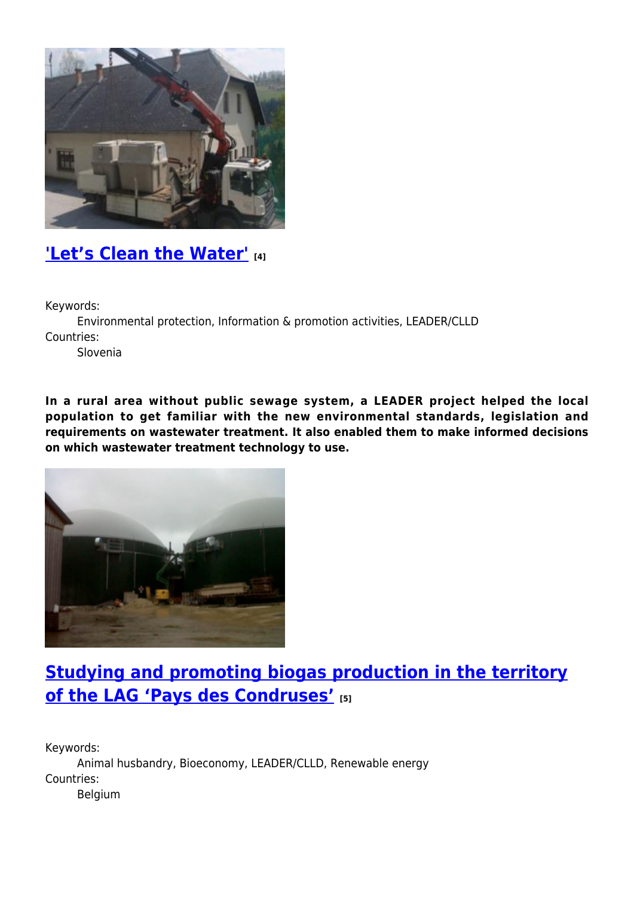## ['Let's Clean the Water'](#) [4]

Keywords:
Environmental protection, Information & promotion activities, LEADER/CLLD
Countries:
Slovenia

**In a rural area without public sewage system, a LEADER project helped the local population to get familiar with the new environmental standards, legislation and requirements on wastewater treatment. It also enabled them to make informed decisions on which wastewater treatment technology to use.**

## [Studying and promoting biogas production in the territory of the LAG 'Pays des Condruses'](#) [5]

Keywords:
Animal husbandry, Bioeconomy, LEADER/CLLD, Renewable energy
Countries:
Belgium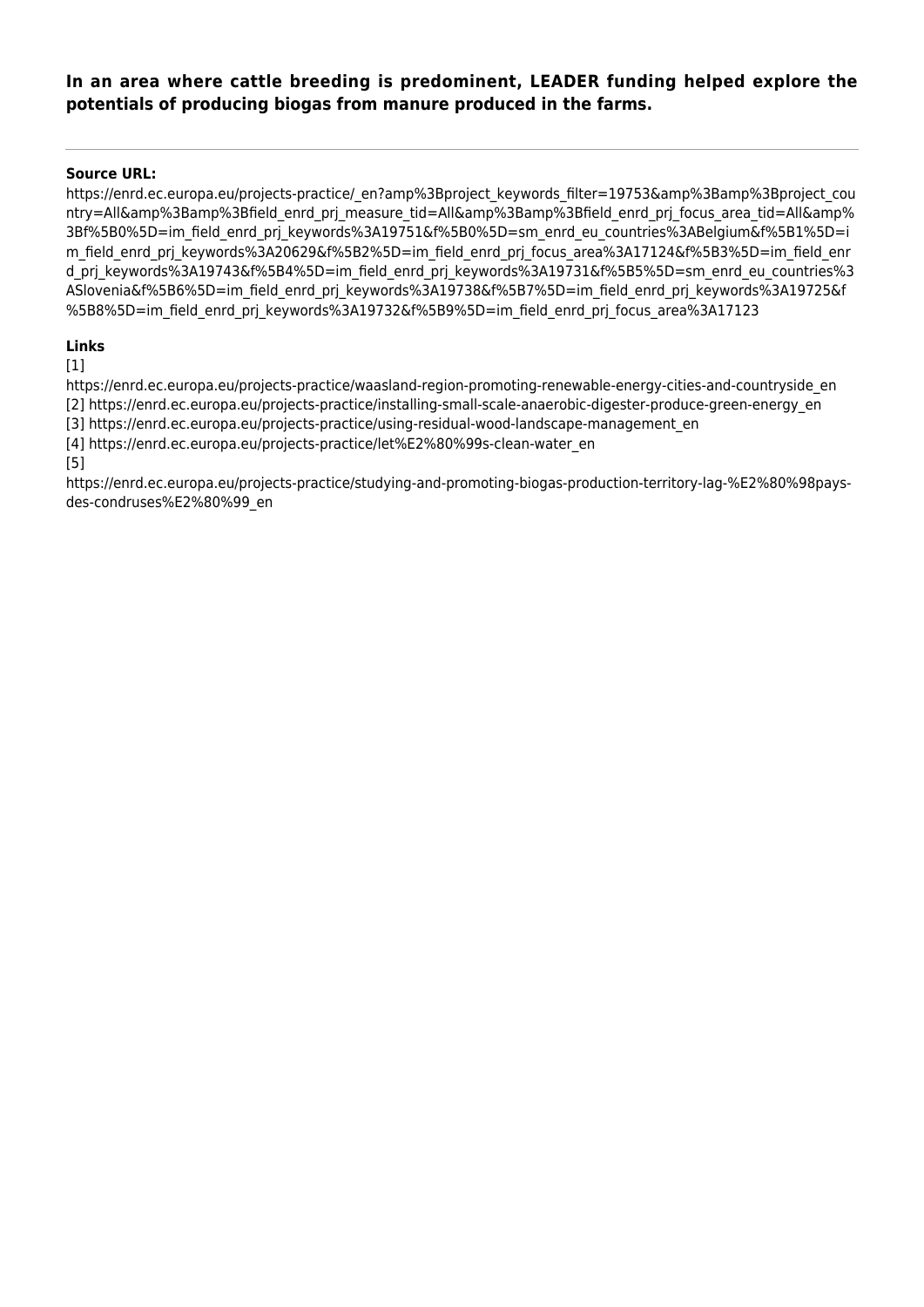**In an area where cattle breeding is predominent, LEADER funding helped explore the potentials of producing biogas from manure produced in the farms.**

---

**Source URL:**
https://enrd.ec.europa.eu/projects-practice/_en?amp%3Bproject_keywords_filter=19753&amp%3Bamp%3Bproject_country=All&amp%3Bamp%3Bfield_enrd_prj_measure_tid=All&amp%3Bamp%3Bfield_enrd_prj_focus_area_tid=All&amp%3Bf%5B0%5D=im_field_enrd_prj_keywords%3A19751&f%5B0%5D=sm_enrd_eu_countries%3ABelgium&f%5B1%5D=im_field_enrd_prj_keywords%3A20629&f%5B2%5D=im_field_enrd_prj_focus_area%3A17124&f%5B3%5D=im_field_enrd_prj_keywords%3A19743&f%5B4%5D=im_field_enrd_prj_keywords%3A19731&f%5B5%5D=sm_enrd_eu_countries%3ASlovenia&f%5B6%5D=im_field_enrd_prj_keywords%3A19738&f%5B7%5D=im_field_enrd_prj_keywords%3A19725&f%5B8%5D=im_field_enrd_prj_keywords%3A19732&f%5B9%5D=im_field_enrd_prj_focus_area%3A17123

**Links**

[1] https://enrd.ec.europa.eu/projects-practice/waasland-region-promoting-renewable-energy-cities-and-countryside_en
[2] https://enrd.ec.europa.eu/projects-practice/installing-small-scale-anaerobic-digester-produce-green-energy_en
[3] https://enrd.ec.europa.eu/projects-practice/using-residual-wood-landscape-management_en
[4] https://enrd.ec.europa.eu/projects-practice/let%E2%80%99s-clean-water_en
[5] https://enrd.ec.europa.eu/projects-practice/studying-and-promoting-biogas-production-territory-lag-%E2%80%98pays-des-condruses%E2%80%99_en